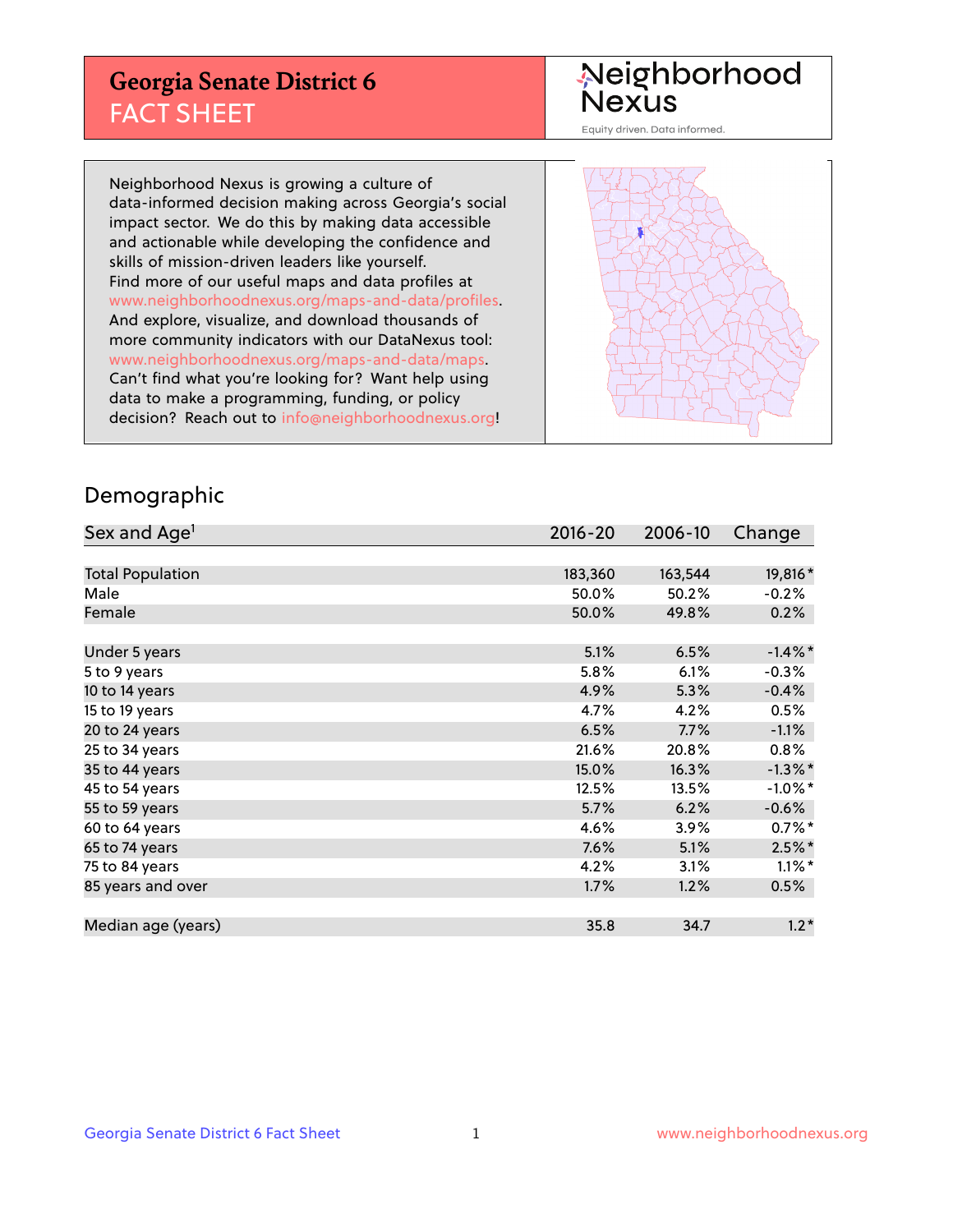# Georgia Senate District 6
## FACT SHEET

Neighborhood Nexus

Equity driven. Data informed.

Neighborhood Nexus is growing a culture of data-informed decision making across Georgia's social impact sector. We do this by making data accessible and actionable while developing the confidence and skills of mission-driven leaders like yourself. Find more of our useful maps and data profiles at www.neighborhoodnexus.org/maps-and-data/profiles. And explore, visualize, and download thousands of more community indicators with our DataNexus tool: www.neighborhoodnexus.org/maps-and-data/maps. Can't find what you're looking for? Want help using data to make a programming, funding, or policy decision? Reach out to info@neighborhoodnexus.org!

## Demographic

| Sex and Age[1] | 2016-20 | 2006-10 | Change |
|---|---|---|---|
| Total Population | 183,360 | 163,544 | 19,816* |
| Male | 50.0% | 50.2% | -0.2% |
| Female | 50.0% | 49.8% | 0.2% |
| Under 5 years | 5.1% | 6.5% | -1.4%* |
| 5 to 9 years | 5.8% | 6.1% | -0.3% |
| 10 to 14 years | 4.9% | 5.3% | -0.4% |
| 15 to 19 years | 4.7% | 4.2% | 0.5% |
| 20 to 24 years | 6.5% | 7.7% | -1.1% |
| 25 to 34 years | 21.6% | 20.8% | 0.8% |
| 35 to 44 years | 15.0% | 16.3% | -1.3%* |
| 45 to 54 years | 12.5% | 13.5% | -1.0%* |
| 55 to 59 years | 5.7% | 6.2% | -0.6% |
| 60 to 64 years | 4.6% | 3.9% | 0.7%* |
| 65 to 74 years | 7.6% | 5.1% | 2.5%* |
| 75 to 84 years | 4.2% | 3.1% | 1.1%* |
| 85 years and over | 1.7% | 1.2% | 0.5% |
| Median age (years) | 35.8 | 34.7 | 1.2* |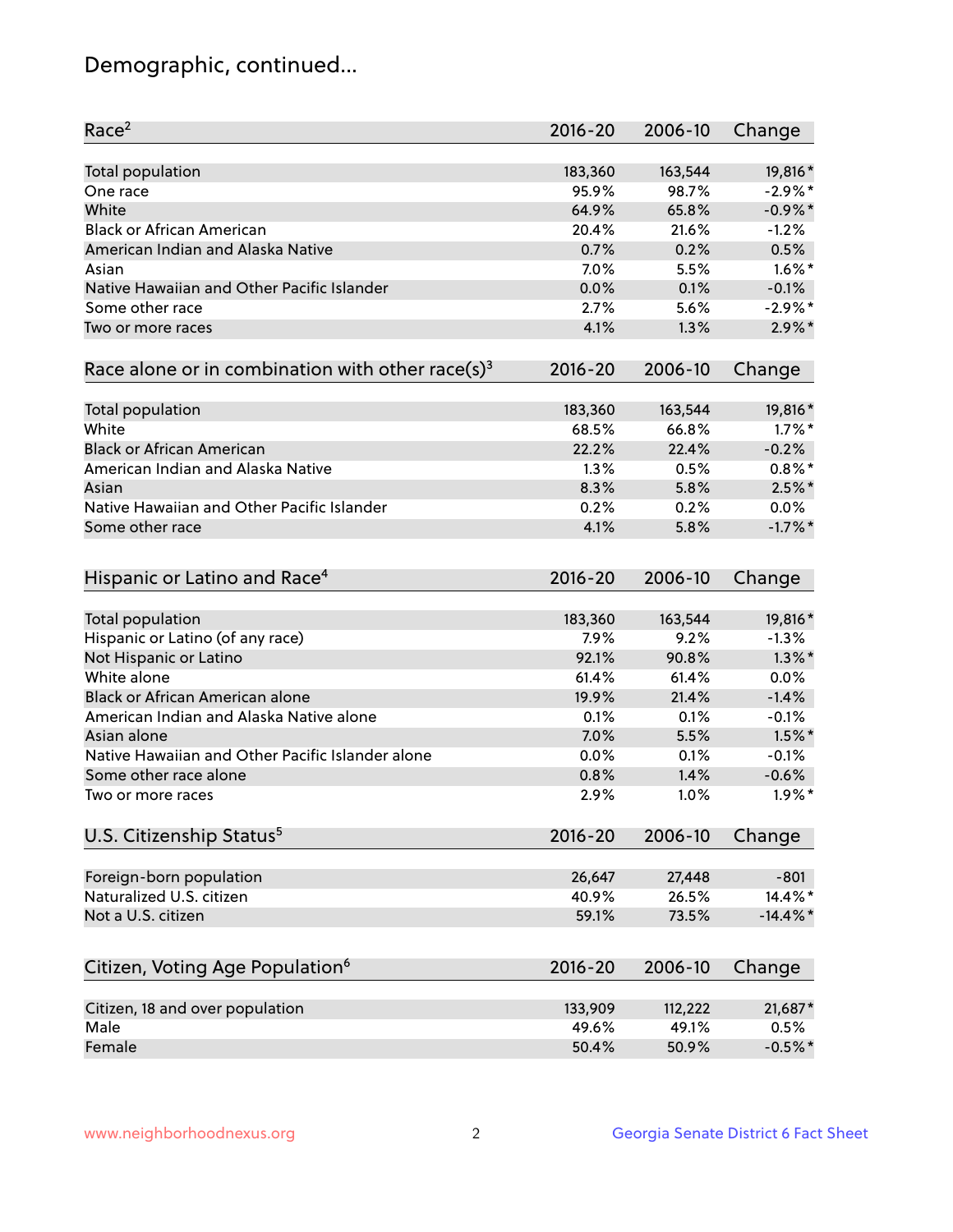# Demographic, continued...

| Race[2] | 2016-20 | 2006-10 | Change |
|---|---|---|---|
| Total population | 183,360 | 163,544 | 19,816* |
| One race | 95.9% | 98.7% | -2.9%* |
| White | 64.9% | 65.8% | -0.9%* |
| Black or African American | 20.4% | 21.6% | -1.2% |
| American Indian and Alaska Native | 0.7% | 0.2% | 0.5% |
| Asian | 7.0% | 5.5% | 1.6%* |
| Native Hawaiian and Other Pacific Islander | 0.0% | 0.1% | -0.1% |
| Some other race | 2.7% | 5.6% | -2.9%* |
| Two or more races | 4.1% | 1.3% | 2.9%* |

| Race alone or in combination with other race(s)[3] | 2016-20 | 2006-10 | Change |
|---|---|---|---|
| Total population | 183,360 | 163,544 | 19,816* |
| White | 68.5% | 66.8% | 1.7%* |
| Black or African American | 22.2% | 22.4% | -0.2% |
| American Indian and Alaska Native | 1.3% | 0.5% | 0.8%* |
| Asian | 8.3% | 5.8% | 2.5%* |
| Native Hawaiian and Other Pacific Islander | 0.2% | 0.2% | 0.0% |
| Some other race | 4.1% | 5.8% | -1.7%* |

| Hispanic or Latino and Race[4] | 2016-20 | 2006-10 | Change |
|---|---|---|---|
| Total population | 183,360 | 163,544 | 19,816* |
| Hispanic or Latino (of any race) | 7.9% | 9.2% | -1.3% |
| Not Hispanic or Latino | 92.1% | 90.8% | 1.3%* |
| White alone | 61.4% | 61.4% | 0.0% |
| Black or African American alone | 19.9% | 21.4% | -1.4% |
| American Indian and Alaska Native alone | 0.1% | 0.1% | -0.1% |
| Asian alone | 7.0% | 5.5% | 1.5%* |
| Native Hawaiian and Other Pacific Islander alone | 0.0% | 0.1% | -0.1% |
| Some other race alone | 0.8% | 1.4% | -0.6% |
| Two or more races | 2.9% | 1.0% | 1.9%* |

| U.S. Citizenship Status[5] | 2016-20 | 2006-10 | Change |
|---|---|---|---|
| Foreign-born population | 26,647 | 27,448 | -801 |
| Naturalized U.S. citizen | 40.9% | 26.5% | 14.4%* |
| Not a U.S. citizen | 59.1% | 73.5% | -14.4%* |

| Citizen, Voting Age Population[6] | 2016-20 | 2006-10 | Change |
|---|---|---|---|
| Citizen, 18 and over population | 133,909 | 112,222 | 21,687* |
| Male | 49.6% | 49.1% | 0.5% |
| Female | 50.4% | 50.9% | -0.5%* |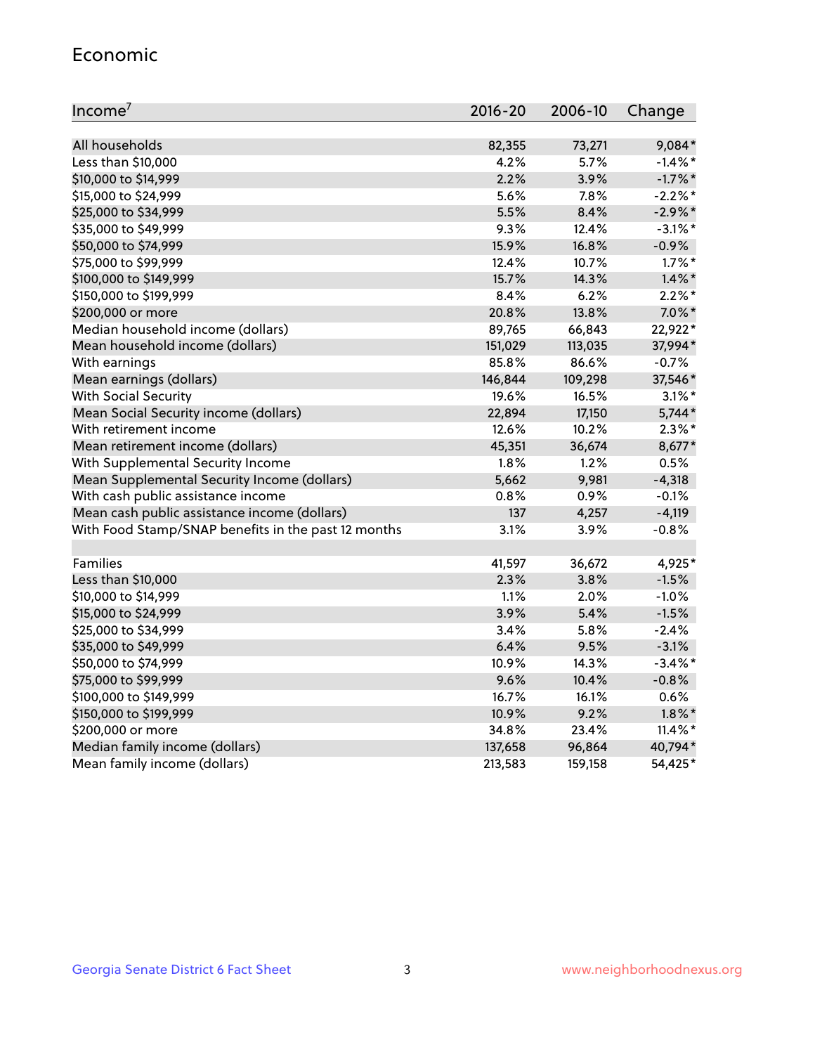## Economic

| Income[7] | 2016-20 | 2006-10 | Change |
|---|---|---|---|
| All households | 82,355 | 73,271 | 9,084* |
| Less than $10,000 | 4.2% | 5.7% | -1.4%* |
| $10,000 to $14,999 | 2.2% | 3.9% | -1.7%* |
| $15,000 to $24,999 | 5.6% | 7.8% | -2.2%* |
| $25,000 to $34,999 | 5.5% | 8.4% | -2.9%* |
| $35,000 to $49,999 | 9.3% | 12.4% | -3.1%* |
| $50,000 to $74,999 | 15.9% | 16.8% | -0.9% |
| $75,000 to $99,999 | 12.4% | 10.7% | 1.7%* |
| $100,000 to $149,999 | 15.7% | 14.3% | 1.4%* |
| $150,000 to $199,999 | 8.4% | 6.2% | 2.2%* |
| $200,000 or more | 20.8% | 13.8% | 7.0%* |
| Median household income (dollars) | 89,765 | 66,843 | 22,922* |
| Mean household income (dollars) | 151,029 | 113,035 | 37,994* |
| With earnings | 85.8% | 86.6% | -0.7% |
| Mean earnings (dollars) | 146,844 | 109,298 | 37,546* |
| With Social Security | 19.6% | 16.5% | 3.1%* |
| Mean Social Security income (dollars) | 22,894 | 17,150 | 5,744* |
| With retirement income | 12.6% | 10.2% | 2.3%* |
| Mean retirement income (dollars) | 45,351 | 36,674 | 8,677* |
| With Supplemental Security Income | 1.8% | 1.2% | 0.5% |
| Mean Supplemental Security Income (dollars) | 5,662 | 9,981 | -4,318 |
| With cash public assistance income | 0.8% | 0.9% | -0.1% |
| Mean cash public assistance income (dollars) | 137 | 4,257 | -4,119 |
| With Food Stamp/SNAP benefits in the past 12 months | 3.1% | 3.9% | -0.8% |
| | | | |
| Families | 41,597 | 36,672 | 4,925* |
| Less than $10,000 | 2.3% | 3.8% | -1.5% |
| $10,000 to $14,999 | 1.1% | 2.0% | -1.0% |
| $15,000 to $24,999 | 3.9% | 5.4% | -1.5% |
| $25,000 to $34,999 | 3.4% | 5.8% | -2.4% |
| $35,000 to $49,999 | 6.4% | 9.5% | -3.1% |
| $50,000 to $74,999 | 10.9% | 14.3% | -3.4%* |
| $75,000 to $99,999 | 9.6% | 10.4% | -0.8% |
| $100,000 to $149,999 | 16.7% | 16.1% | 0.6% |
| $150,000 to $199,999 | 10.9% | 9.2% | 1.8%* |
| $200,000 or more | 34.8% | 23.4% | 11.4%* |
| Median family income (dollars) | 137,658 | 96,864 | 40,794* |
| Mean family income (dollars) | 213,583 | 159,158 | 54,425* |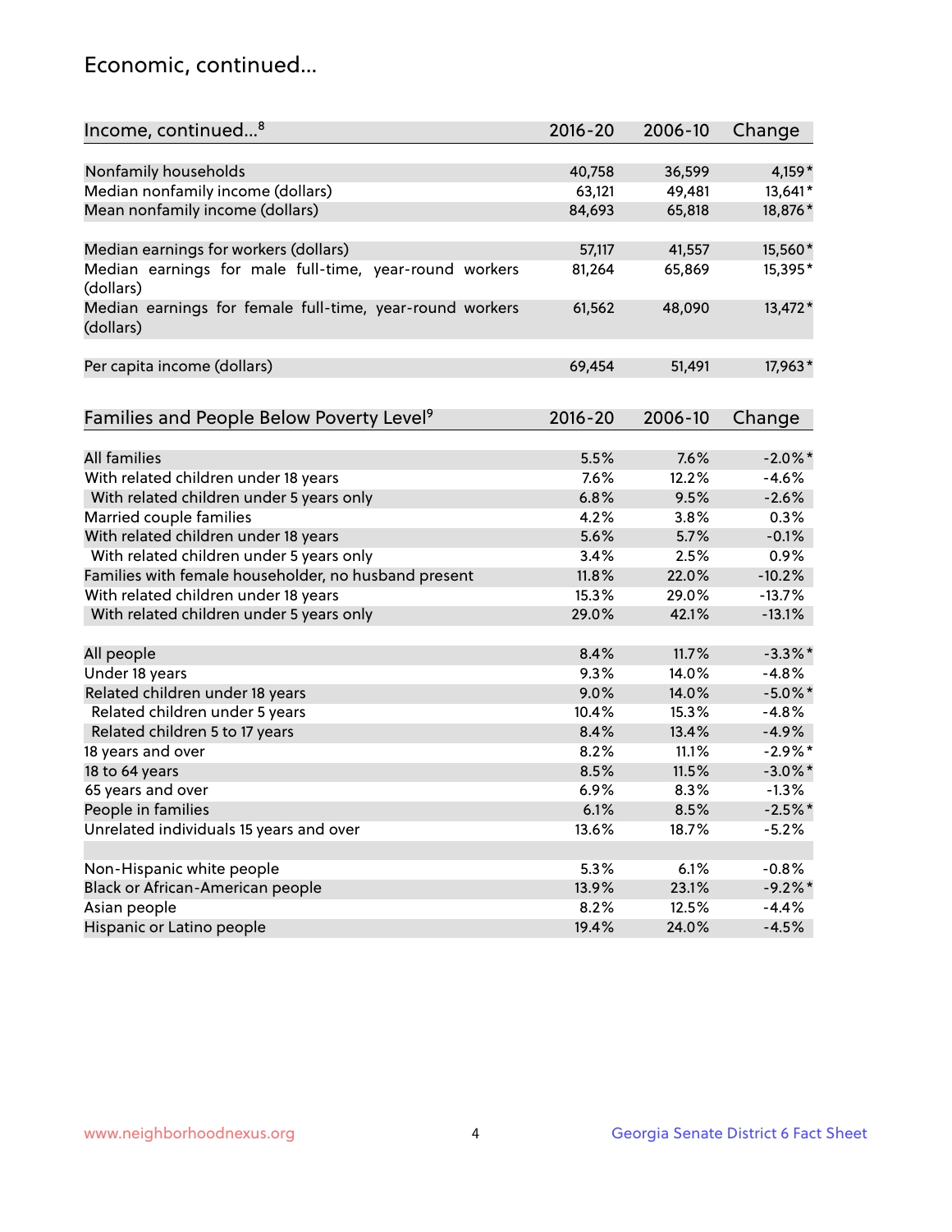## Economic, continued...

| Income, continued...[8] | 2016-20 | 2006-10 | Change |
|---|---|---|---|
| Nonfamily households | 40,758 | 36,599 | 4,159* |
| Median nonfamily income (dollars) | 63,121 | 49,481 | 13,641* |
| Mean nonfamily income (dollars) | 84,693 | 65,818 | 18,876* |
| Median earnings for workers (dollars) | 57,117 | 41,557 | 15,560* |
| Median earnings for male full-time, year-round workers (dollars) | 81,264 | 65,869 | 15,395* |
| Median earnings for female full-time, year-round workers (dollars) | 61,562 | 48,090 | 13,472* |
| Per capita income (dollars) | 69,454 | 51,491 | 17,963* |

| Families and People Below Poverty Level[9] | 2016-20 | 2006-10 | Change |
|---|---|---|---|
| All families | 5.5% | 7.6% | -2.0%* |
| With related children under 18 years | 7.6% | 12.2% | -4.6% |
| With related children under 5 years only | 6.8% | 9.5% | -2.6% |
| Married couple families | 4.2% | 3.8% | 0.3% |
| With related children under 18 years | 5.6% | 5.7% | -0.1% |
| With related children under 5 years only | 3.4% | 2.5% | 0.9% |
| Families with female householder, no husband present | 11.8% | 22.0% | -10.2% |
| With related children under 18 years | 15.3% | 29.0% | -13.7% |
| With related children under 5 years only | 29.0% | 42.1% | -13.1% |
| All people | 8.4% | 11.7% | -3.3%* |
| Under 18 years | 9.3% | 14.0% | -4.8% |
| Related children under 18 years | 9.0% | 14.0% | -5.0%* |
| Related children under 5 years | 10.4% | 15.3% | -4.8% |
| Related children 5 to 17 years | 8.4% | 13.4% | -4.9% |
| 18 years and over | 8.2% | 11.1% | -2.9%* |
| 18 to 64 years | 8.5% | 11.5% | -3.0%* |
| 65 years and over | 6.9% | 8.3% | -1.3% |
| People in families | 6.1% | 8.5% | -2.5%* |
| Unrelated individuals 15 years and over | 13.6% | 18.7% | -5.2% |
| Non-Hispanic white people | 5.3% | 6.1% | -0.8% |
| Black or African-American people | 13.9% | 23.1% | -9.2%* |
| Asian people | 8.2% | 12.5% | -4.4% |
| Hispanic or Latino people | 19.4% | 24.0% | -4.5% |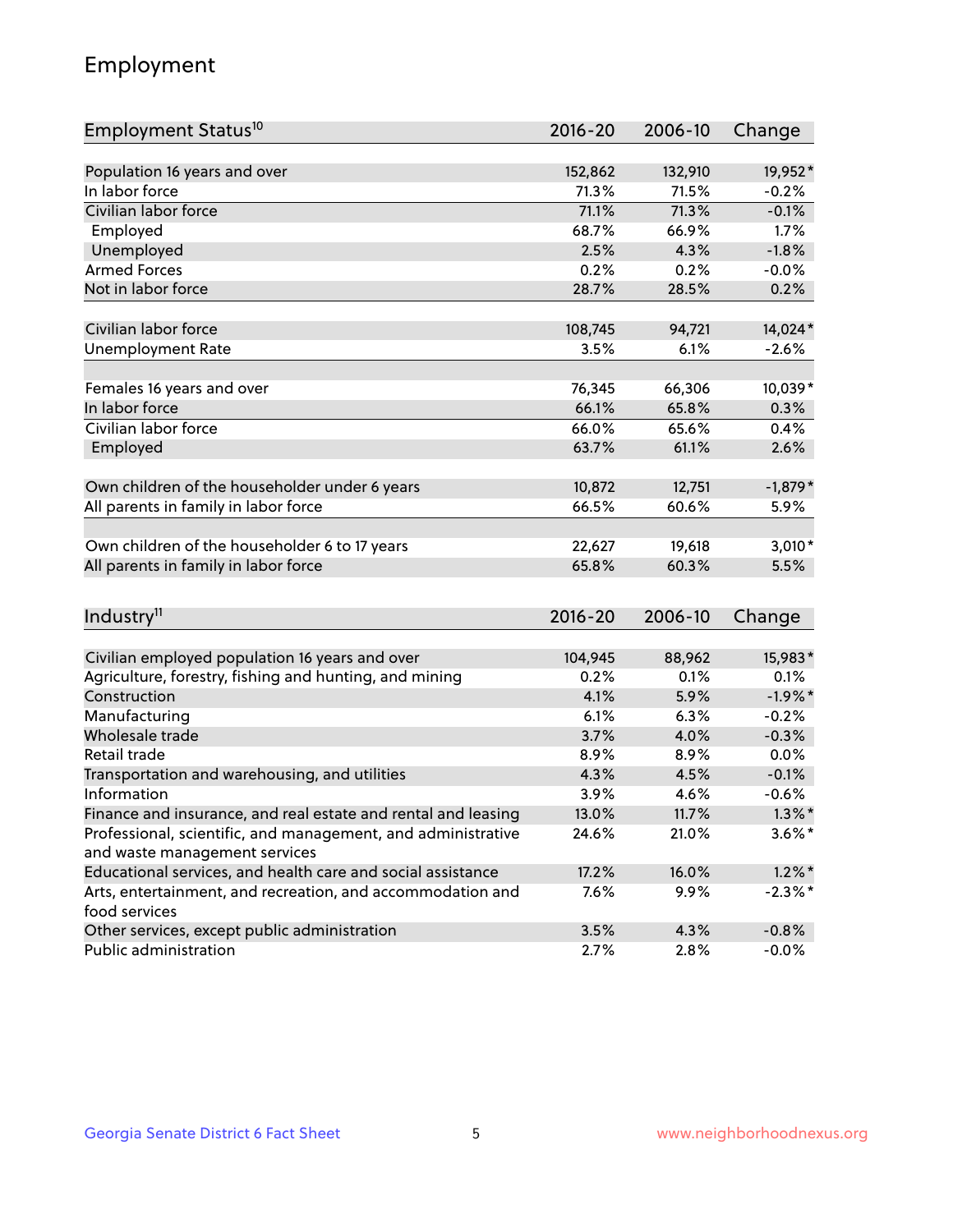# Employment

| Employment Status[10] | 2016-20 | 2006-10 | Change |
|---|---|---|---|
| Population 16 years and over | 152,862 | 132,910 | 19,952* |
| In labor force | 71.3% | 71.5% | -0.2% |
| Civilian labor force | 71.1% | 71.3% | -0.1% |
| Employed | 68.7% | 66.9% | 1.7% |
| Unemployed | 2.5% | 4.3% | -1.8% |
| Armed Forces | 0.2% | 0.2% | -0.0% |
| Not in labor force | 28.7% | 28.5% | 0.2% |
| | | | |
| Civilian labor force | 108,745 | 94,721 | 14,024* |
| Unemployment Rate | 3.5% | 6.1% | -2.6% |
| | | | |
| Females 16 years and over | 76,345 | 66,306 | 10,039* |
| In labor force | 66.1% | 65.8% | 0.3% |
| Civilian labor force | 66.0% | 65.6% | 0.4% |
| Employed | 63.7% | 61.1% | 2.6% |
| | | | |
| Own children of the householder under 6 years | 10,872 | 12,751 | -1,879* |
| All parents in family in labor force | 66.5% | 60.6% | 5.9% |
| | | | |
| Own children of the householder 6 to 17 years | 22,627 | 19,618 | 3,010* |
| All parents in family in labor force | 65.8% | 60.3% | 5.5% |

| Industry[11] | 2016-20 | 2006-10 | Change |
|---|---|---|---|
| Civilian employed population 16 years and over | 104,945 | 88,962 | 15,983* |
| Agriculture, forestry, fishing and hunting, and mining | 0.2% | 0.1% | 0.1% |
| Construction | 4.1% | 5.9% | -1.9%* |
| Manufacturing | 6.1% | 6.3% | -0.2% |
| Wholesale trade | 3.7% | 4.0% | -0.3% |
| Retail trade | 8.9% | 8.9% | 0.0% |
| Transportation and warehousing, and utilities | 4.3% | 4.5% | -0.1% |
| Information | 3.9% | 4.6% | -0.6% |
| Finance and insurance, and real estate and rental and leasing | 13.0% | 11.7% | 1.3%* |
| Professional, scientific, and management, and administrative and waste management services | 24.6% | 21.0% | 3.6%* |
| Educational services, and health care and social assistance | 17.2% | 16.0% | 1.2%* |
| Arts, entertainment, and recreation, and accommodation and food services | 7.6% | 9.9% | -2.3%* |
| Other services, except public administration | 3.5% | 4.3% | -0.8% |
| Public administration | 2.7% | 2.8% | -0.0% |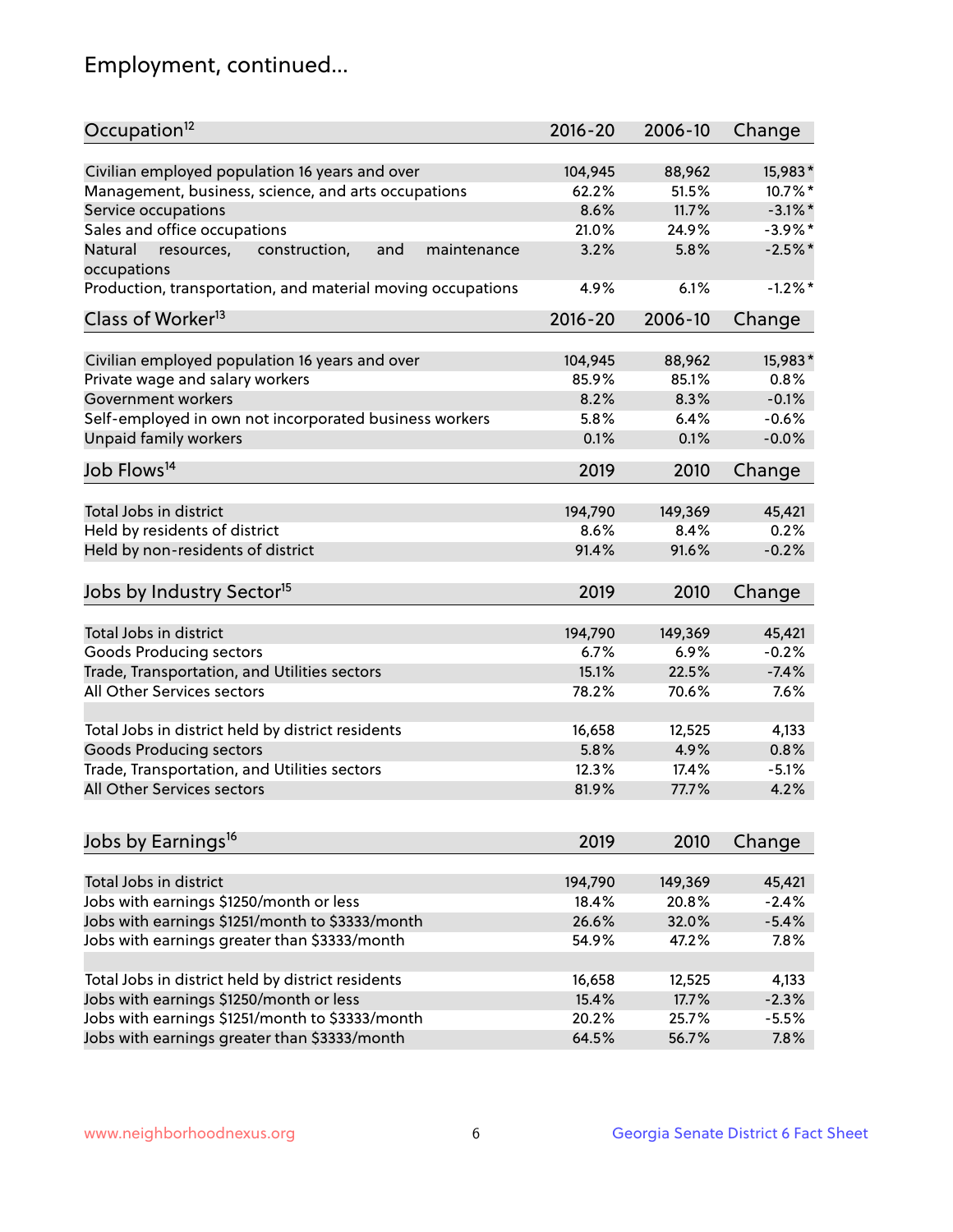# Employment, continued...

| Occupation[12] | 2016-20 | 2006-10 | Change |
|---|---|---|---|
| Civilian employed population 16 years and over | 104,945 | 88,962 | 15,983* |
| Management, business, science, and arts occupations | 62.2% | 51.5% | 10.7%* |
| Service occupations | 8.6% | 11.7% | -3.1%* |
| Sales and office occupations | 21.0% | 24.9% | -3.9%* |
| Natural resources, construction, and maintenance occupations | 3.2% | 5.8% | -2.5%* |
| Production, transportation, and material moving occupations | 4.9% | 6.1% | -1.2%* |

| Class of Worker[13] | 2016-20 | 2006-10 | Change |
|---|---|---|---|
| Civilian employed population 16 years and over | 104,945 | 88,962 | 15,983* |
| Private wage and salary workers | 85.9% | 85.1% | 0.8% |
| Government workers | 8.2% | 8.3% | -0.1% |
| Self-employed in own not incorporated business workers | 5.8% | 6.4% | -0.6% |
| Unpaid family workers | 0.1% | 0.1% | -0.0% |

| Job Flows[14] | 2019 | 2010 | Change |
|---|---|---|---|
| Total Jobs in district | 194,790 | 149,369 | 45,421 |
| Held by residents of district | 8.6% | 8.4% | 0.2% |
| Held by non-residents of district | 91.4% | 91.6% | -0.2% |

| Jobs by Industry Sector[15] | 2019 | 2010 | Change |
|---|---|---|---|
| Total Jobs in district | 194,790 | 149,369 | 45,421 |
| Goods Producing sectors | 6.7% | 6.9% | -0.2% |
| Trade, Transportation, and Utilities sectors | 15.1% | 22.5% | -7.4% |
| All Other Services sectors | 78.2% | 70.6% | 7.6% |
| | | | |
| Total Jobs in district held by district residents | 16,658 | 12,525 | 4,133 |
| Goods Producing sectors | 5.8% | 4.9% | 0.8% |
| Trade, Transportation, and Utilities sectors | 12.3% | 17.4% | -5.1% |
| All Other Services sectors | 81.9% | 77.7% | 4.2% |

| Jobs by Earnings[16] | 2019 | 2010 | Change |
|---|---|---|---|
| Total Jobs in district | 194,790 | 149,369 | 45,421 |
| Jobs with earnings $1250/month or less | 18.4% | 20.8% | -2.4% |
| Jobs with earnings $1251/month to $3333/month | 26.6% | 32.0% | -5.4% |
| Jobs with earnings greater than $3333/month | 54.9% | 47.2% | 7.8% |
| | | | |
| Total Jobs in district held by district residents | 16,658 | 12,525 | 4,133 |
| Jobs with earnings $1250/month or less | 15.4% | 17.7% | -2.3% |
| Jobs with earnings $1251/month to $3333/month | 20.2% | 25.7% | -5.5% |
| Jobs with earnings greater than $3333/month | 64.5% | 56.7% | 7.8% |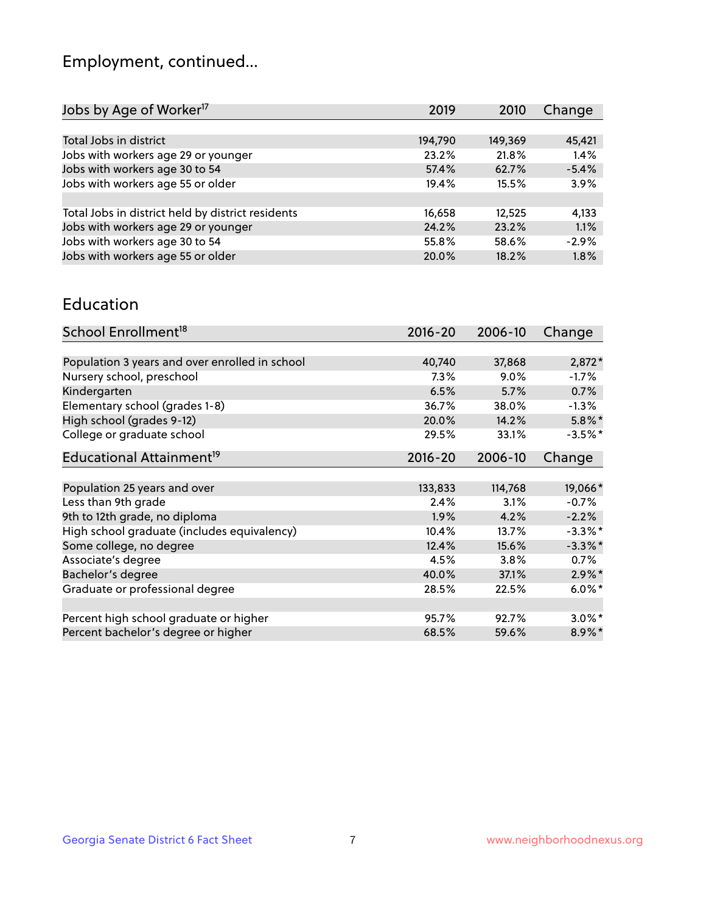# Employment, continued...

| Jobs by Age of Worker[17] | 2019 | 2010 | Change |
|---|---|---|---|
| Total Jobs in district | 194,790 | 149,369 | 45,421 |
| Jobs with workers age 29 or younger | 23.2% | 21.8% | 1.4% |
| Jobs with workers age 30 to 54 | 57.4% | 62.7% | -5.4% |
| Jobs with workers age 55 or older | 19.4% | 15.5% | 3.9% |
| | | | |
| Total Jobs in district held by district residents | 16,658 | 12,525 | 4,133 |
| Jobs with workers age 29 or younger | 24.2% | 23.2% | 1.1% |
| Jobs with workers age 30 to 54 | 55.8% | 58.6% | -2.9% |
| Jobs with workers age 55 or older | 20.0% | 18.2% | 1.8% |

## Education

| School Enrollment[18] | 2016-20 | 2006-10 | Change |
|---|---|---|---|
| Population 3 years and over enrolled in school | 40,740 | 37,868 | 2,872* |
| Nursery school, preschool | 7.3% | 9.0% | -1.7% |
| Kindergarten | 6.5% | 5.7% | 0.7% |
| Elementary school (grades 1-8) | 36.7% | 38.0% | -1.3% |
| High school (grades 9-12) | 20.0% | 14.2% | 5.8%* |
| College or graduate school | 29.5% | 33.1% | -3.5%* |

| Educational Attainment[19] | 2016-20 | 2006-10 | Change |
|---|---|---|---|
| Population 25 years and over | 133,833 | 114,768 | 19,066* |
| Less than 9th grade | 2.4% | 3.1% | -0.7% |
| 9th to 12th grade, no diploma | 1.9% | 4.2% | -2.2% |
| High school graduate (includes equivalency) | 10.4% | 13.7% | -3.3%* |
| Some college, no degree | 12.4% | 15.6% | -3.3%* |
| Associate's degree | 4.5% | 3.8% | 0.7% |
| Bachelor's degree | 40.0% | 37.1% | 2.9%* |
| Graduate or professional degree | 28.5% | 22.5% | 6.0%* |
| | | | |
| Percent high school graduate or higher | 95.7% | 92.7% | 3.0%* |
| Percent bachelor's degree or higher | 68.5% | 59.6% | 8.9%* |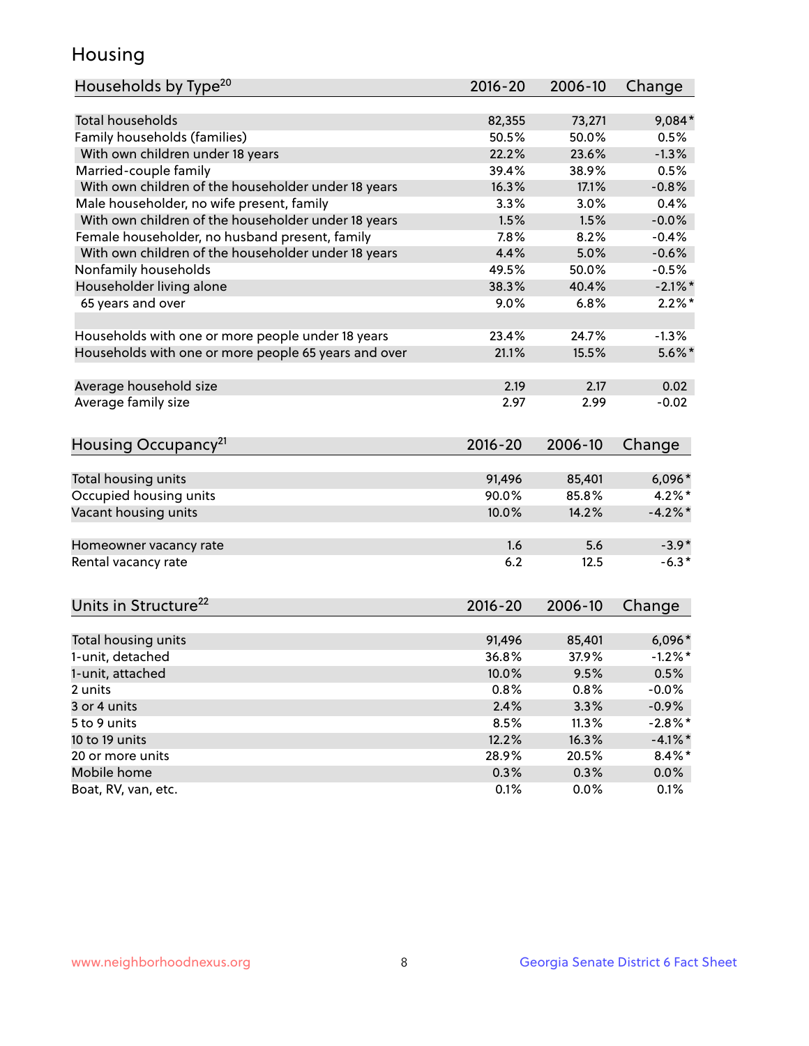# Housing

| Households by Type[20] | 2016-20 | 2006-10 | Change |
|---|---|---|---|
| Total households | 82,355 | 73,271 | 9,084* |
| Family households (families) | 50.5% | 50.0% | 0.5% |
| With own children under 18 years | 22.2% | 23.6% | -1.3% |
| Married-couple family | 39.4% | 38.9% | 0.5% |
| With own children of the householder under 18 years | 16.3% | 17.1% | -0.8% |
| Male householder, no wife present, family | 3.3% | 3.0% | 0.4% |
| With own children of the householder under 18 years | 1.5% | 1.5% | -0.0% |
| Female householder, no husband present, family | 7.8% | 8.2% | -0.4% |
| With own children of the householder under 18 years | 4.4% | 5.0% | -0.6% |
| Nonfamily households | 49.5% | 50.0% | -0.5% |
| Householder living alone | 38.3% | 40.4% | -2.1%* |
| 65 years and over | 9.0% | 6.8% | 2.2%* |
| | | | |
| Households with one or more people under 18 years | 23.4% | 24.7% | -1.3% |
| Households with one or more people 65 years and over | 21.1% | 15.5% | 5.6%* |
| | | | |
| Average household size | 2.19 | 2.17 | 0.02 |
| Average family size | 2.97 | 2.99 | -0.02 |

| Housing Occupancy[21] | 2016-20 | 2006-10 | Change |
|---|---|---|---|
| Total housing units | 91,496 | 85,401 | 6,096* |
| Occupied housing units | 90.0% | 85.8% | 4.2%* |
| Vacant housing units | 10.0% | 14.2% | -4.2%* |
| | | | |
| Homeowner vacancy rate | 1.6 | 5.6 | -3.9* |
| Rental vacancy rate | 6.2 | 12.5 | -6.3* |

| Units in Structure[22] | 2016-20 | 2006-10 | Change |
|---|---|---|---|
| Total housing units | 91,496 | 85,401 | 6,096* |
| 1-unit, detached | 36.8% | 37.9% | -1.2%* |
| 1-unit, attached | 10.0% | 9.5% | 0.5% |
| 2 units | 0.8% | 0.8% | -0.0% |
| 3 or 4 units | 2.4% | 3.3% | -0.9% |
| 5 to 9 units | 8.5% | 11.3% | -2.8%* |
| 10 to 19 units | 12.2% | 16.3% | -4.1%* |
| 20 or more units | 28.9% | 20.5% | 8.4%* |
| Mobile home | 0.3% | 0.3% | 0.0% |
| Boat, RV, van, etc. | 0.1% | 0.0% | 0.1% |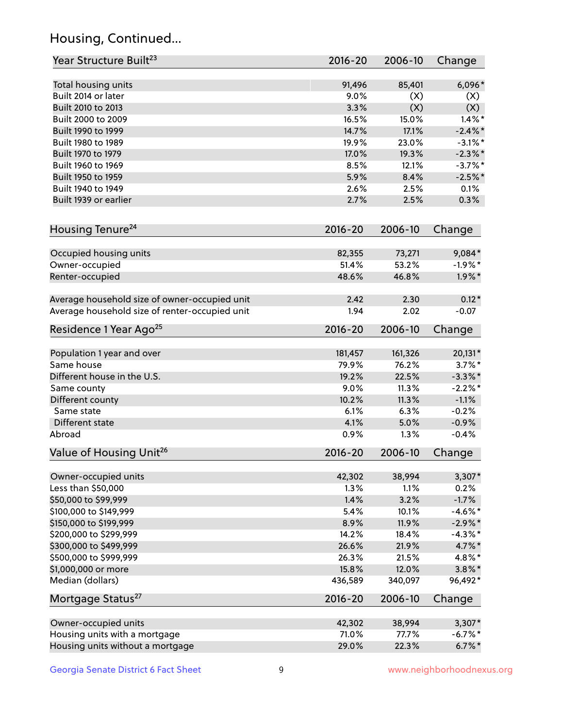## Housing, Continued...

| Year Structure Built[23] | 2016-20 | 2006-10 | Change |
|---|---|---|---|
| Total housing units | 91,496 | 85,401 | 6,096* |
| Built 2014 or later | 9.0% | (X) | (X) |
| Built 2010 to 2013 | 3.3% | (X) | (X) |
| Built 2000 to 2009 | 16.5% | 15.0% | 1.4%* |
| Built 1990 to 1999 | 14.7% | 17.1% | -2.4%* |
| Built 1980 to 1989 | 19.9% | 23.0% | -3.1%* |
| Built 1970 to 1979 | 17.0% | 19.3% | -2.3%* |
| Built 1960 to 1969 | 8.5% | 12.1% | -3.7%* |
| Built 1950 to 1959 | 5.9% | 8.4% | -2.5%* |
| Built 1940 to 1949 | 2.6% | 2.5% | 0.1% |
| Built 1939 or earlier | 2.7% | 2.5% | 0.3% |

| Housing Tenure[24] | 2016-20 | 2006-10 | Change |
|---|---|---|---|
| Occupied housing units | 82,355 | 73,271 | 9,084* |
| Owner-occupied | 51.4% | 53.2% | -1.9%* |
| Renter-occupied | 48.6% | 46.8% | 1.9%* |
| Average household size of owner-occupied unit | 2.42 | 2.30 | 0.12* |
| Average household size of renter-occupied unit | 1.94 | 2.02 | -0.07 |

| Residence 1 Year Ago[25] | 2016-20 | 2006-10 | Change |
|---|---|---|---|
| Population 1 year and over | 181,457 | 161,326 | 20,131* |
| Same house | 79.9% | 76.2% | 3.7%* |
| Different house in the U.S. | 19.2% | 22.5% | -3.3%* |
| Same county | 9.0% | 11.3% | -2.2%* |
| Different county | 10.2% | 11.3% | -1.1% |
| Same state | 6.1% | 6.3% | -0.2% |
| Different state | 4.1% | 5.0% | -0.9% |
| Abroad | 0.9% | 1.3% | -0.4% |

| Value of Housing Unit[26] | 2016-20 | 2006-10 | Change |
|---|---|---|---|
| Owner-occupied units | 42,302 | 38,994 | 3,307* |
| Less than $50,000 | 1.3% | 1.1% | 0.2% |
| $50,000 to $99,999 | 1.4% | 3.2% | -1.7% |
| $100,000 to $149,999 | 5.4% | 10.1% | -4.6%* |
| $150,000 to $199,999 | 8.9% | 11.9% | -2.9%* |
| $200,000 to $299,999 | 14.2% | 18.4% | -4.3%* |
| $300,000 to $499,999 | 26.6% | 21.9% | 4.7%* |
| $500,000 to $999,999 | 26.3% | 21.5% | 4.8%* |
| $1,000,000 or more | 15.8% | 12.0% | 3.8%* |
| Median (dollars) | 436,589 | 340,097 | 96,492* |

| Mortgage Status[27] | 2016-20 | 2006-10 | Change |
|---|---|---|---|
| Owner-occupied units | 42,302 | 38,994 | 3,307* |
| Housing units with a mortgage | 71.0% | 77.7% | -6.7%* |
| Housing units without a mortgage | 29.0% | 22.3% | 6.7%* |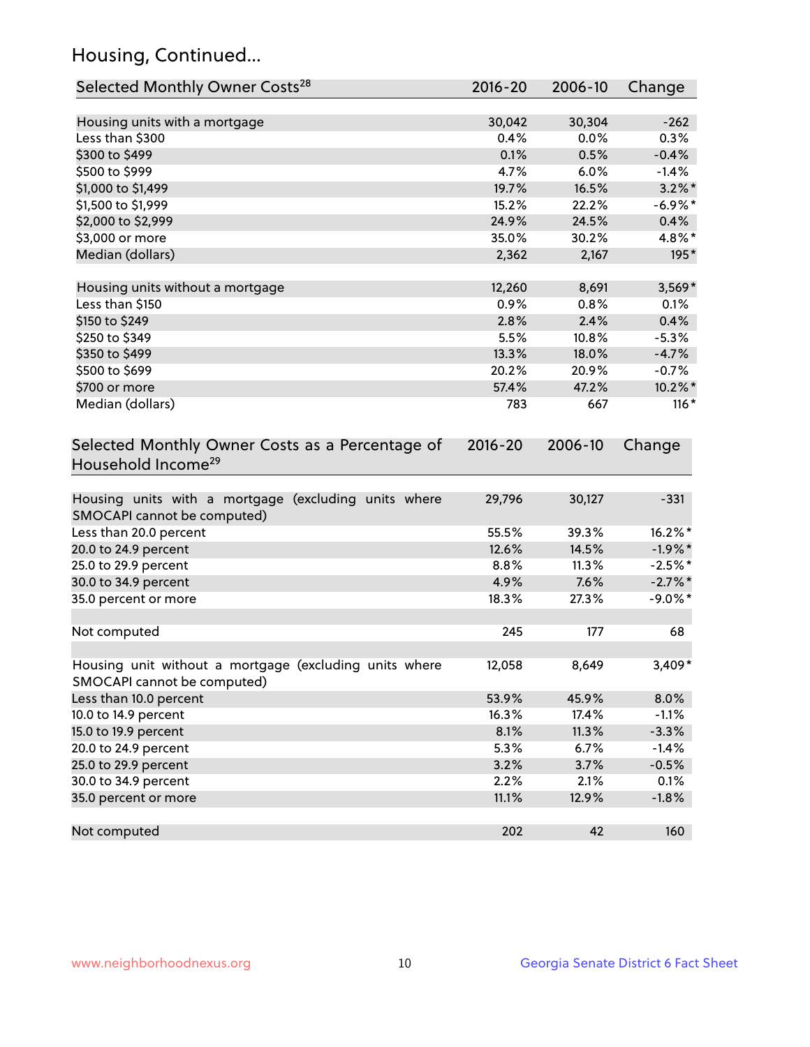## Housing, Continued...

| Selected Monthly Owner Costs[28] | 2016-20 | 2006-10 | Change |
|---|---|---|---|
| Housing units with a mortgage | 30,042 | 30,304 | -262 |
| Less than $300 | 0.4% | 0.0% | 0.3% |
| $300 to $499 | 0.1% | 0.5% | -0.4% |
| $500 to $999 | 4.7% | 6.0% | -1.4% |
| $1,000 to $1,499 | 19.7% | 16.5% | 3.2%* |
| $1,500 to $1,999 | 15.2% | 22.2% | -6.9%* |
| $2,000 to $2,999 | 24.9% | 24.5% | 0.4% |
| $3,000 or more | 35.0% | 30.2% | 4.8%* |
| Median (dollars) | 2,362 | 2,167 | 195* |
| | | | |
| Housing units without a mortgage | 12,260 | 8,691 | 3,569* |
| Less than $150 | 0.9% | 0.8% | 0.1% |
| $150 to $249 | 2.8% | 2.4% | 0.4% |
| $250 to $349 | 5.5% | 10.8% | -5.3% |
| $350 to $499 | 13.3% | 18.0% | -4.7% |
| $500 to $699 | 20.2% | 20.9% | -0.7% |
| $700 or more | 57.4% | 47.2% | 10.2%* |
| Median (dollars) | 783 | 667 | 116* |

| Selected Monthly Owner Costs as a Percentage of Household Income[29] | 2016-20 | 2006-10 | Change |
|---|---|---|---|
| Housing units with a mortgage (excluding units where SMOCAPI cannot be computed) | 29,796 | 30,127 | -331 |
| Less than 20.0 percent | 55.5% | 39.3% | 16.2%* |
| 20.0 to 24.9 percent | 12.6% | 14.5% | -1.9%* |
| 25.0 to 29.9 percent | 8.8% | 11.3% | -2.5%* |
| 30.0 to 34.9 percent | 4.9% | 7.6% | -2.7%* |
| 35.0 percent or more | 18.3% | 27.3% | -9.0%* |
| | | | |
| Not computed | 245 | 177 | 68 |
| | | | |
| Housing unit without a mortgage (excluding units where SMOCAPI cannot be computed) | 12,058 | 8,649 | 3,409* |
| Less than 10.0 percent | 53.9% | 45.9% | 8.0% |
| 10.0 to 14.9 percent | 16.3% | 17.4% | -1.1% |
| 15.0 to 19.9 percent | 8.1% | 11.3% | -3.3% |
| 20.0 to 24.9 percent | 5.3% | 6.7% | -1.4% |
| 25.0 to 29.9 percent | 3.2% | 3.7% | -0.5% |
| 30.0 to 34.9 percent | 2.2% | 2.1% | 0.1% |
| 35.0 percent or more | 11.1% | 12.9% | -1.8% |
| | | | |
| Not computed | 202 | 42 | 160 |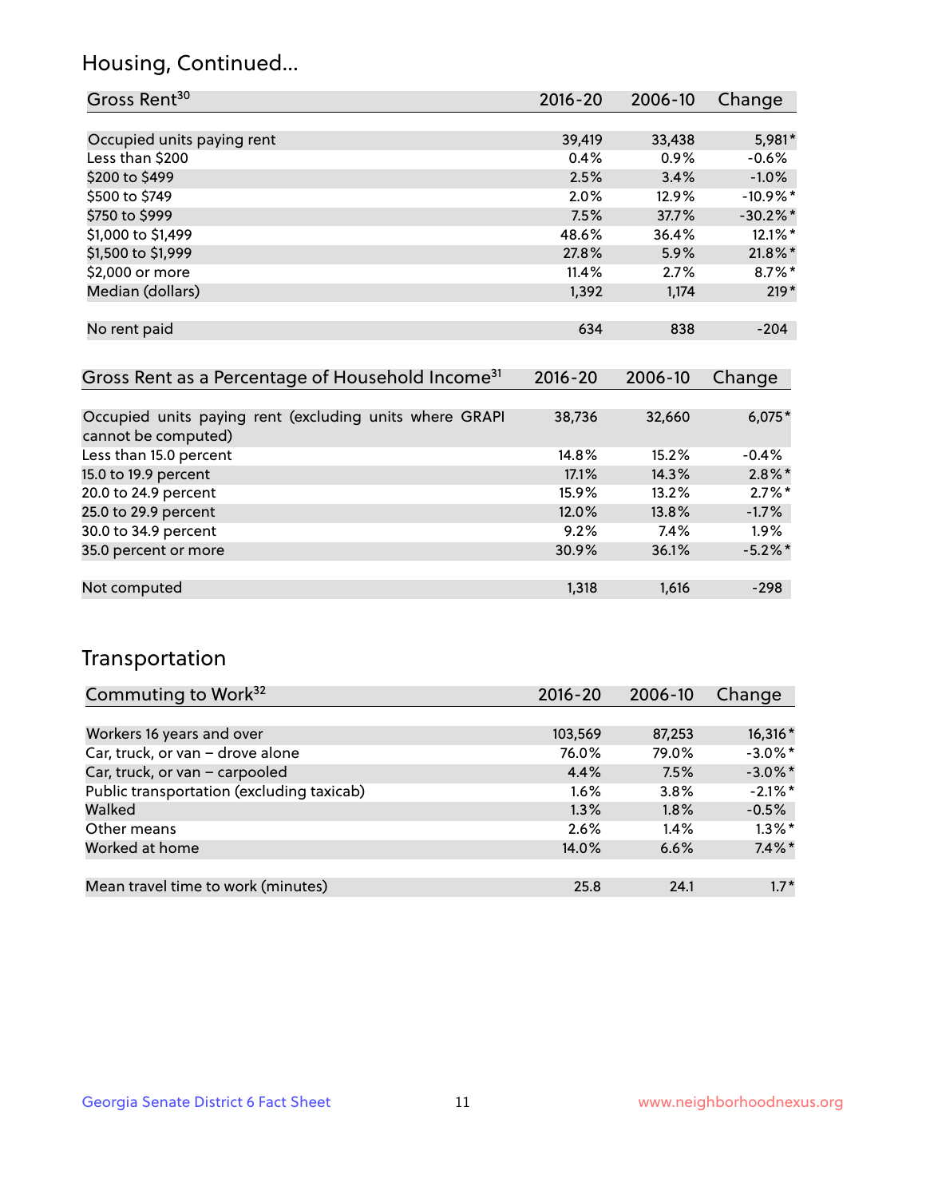## Housing, Continued...

| Gross Rent[30] | 2016-20 | 2006-10 | Change |
|---|---|---|---|
| Occupied units paying rent | 39,419 | 33,438 | 5,981* |
| Less than $200 | 0.4% | 0.9% | -0.6% |
| $200 to $499 | 2.5% | 3.4% | -1.0% |
| $500 to $749 | 2.0% | 12.9% | -10.9%* |
| $750 to $999 | 7.5% | 37.7% | -30.2%* |
| $1,000 to $1,499 | 48.6% | 36.4% | 12.1%* |
| $1,500 to $1,999 | 27.8% | 5.9% | 21.8%* |
| $2,000 or more | 11.4% | 2.7% | 8.7%* |
| Median (dollars) | 1,392 | 1,174 | 219* |
| No rent paid | 634 | 838 | -204 |

| Gross Rent as a Percentage of Household Income[31] | 2016-20 | 2006-10 | Change |
|---|---|---|---|
| Occupied units paying rent (excluding units where GRAPI cannot be computed) | 38,736 | 32,660 | 6,075* |
| Less than 15.0 percent | 14.8% | 15.2% | -0.4% |
| 15.0 to 19.9 percent | 17.1% | 14.3% | 2.8%* |
| 20.0 to 24.9 percent | 15.9% | 13.2% | 2.7%* |
| 25.0 to 29.9 percent | 12.0% | 13.8% | -1.7% |
| 30.0 to 34.9 percent | 9.2% | 7.4% | 1.9% |
| 35.0 percent or more | 30.9% | 36.1% | -5.2%* |
| Not computed | 1,318 | 1,616 | -298 |

## Transportation

| Commuting to Work[32] | 2016-20 | 2006-10 | Change |
|---|---|---|---|
| Workers 16 years and over | 103,569 | 87,253 | 16,316* |
| Car, truck, or van – drove alone | 76.0% | 79.0% | -3.0%* |
| Car, truck, or van – carpooled | 4.4% | 7.5% | -3.0%* |
| Public transportation (excluding taxicab) | 1.6% | 3.8% | -2.1%* |
| Walked | 1.3% | 1.8% | -0.5% |
| Other means | 2.6% | 1.4% | 1.3%* |
| Worked at home | 14.0% | 6.6% | 7.4%* |
| Mean travel time to work (minutes) | 25.8 | 24.1 | 1.7* |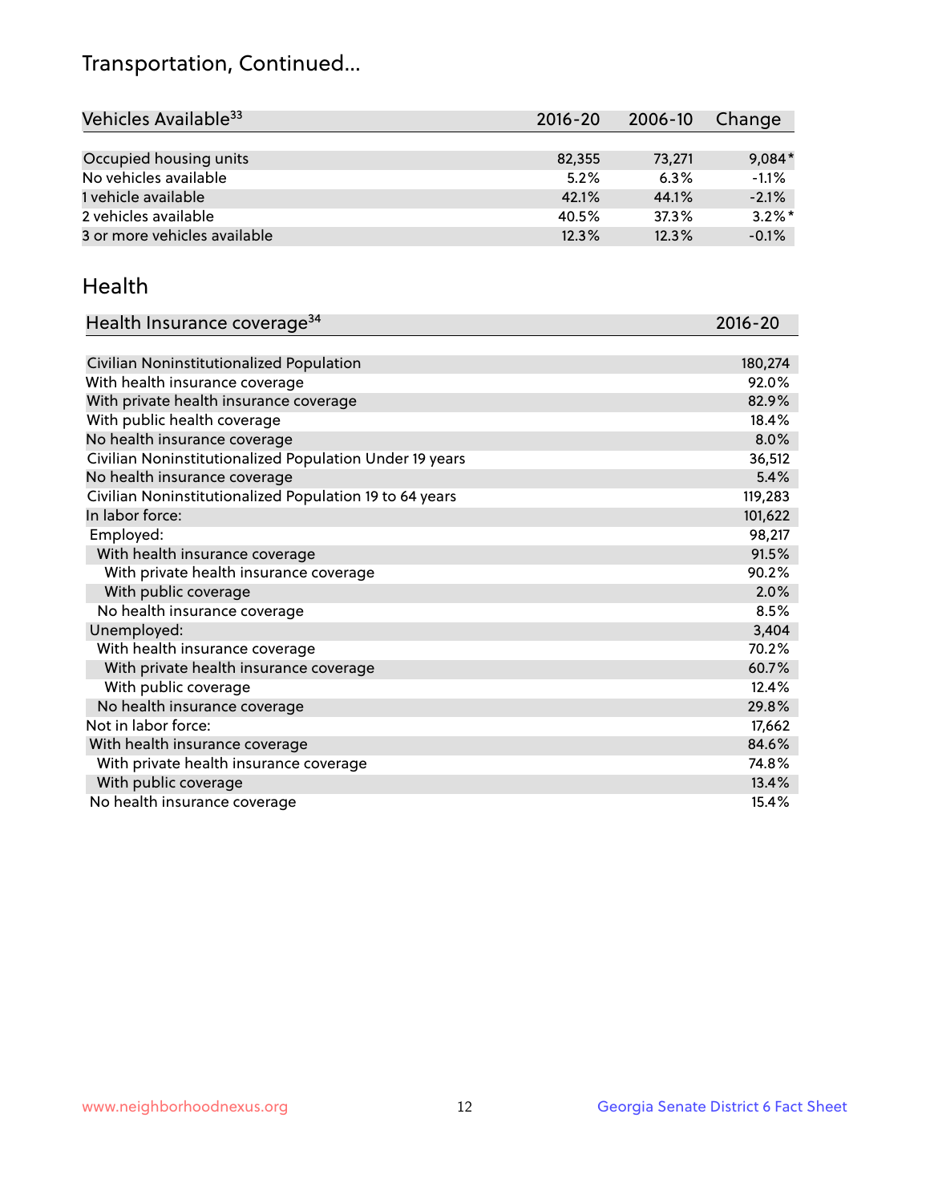## Transportation, Continued...

| Vehicles Available[33] | 2016-20 | 2006-10 | Change |
|---|---|---|---|
| Occupied housing units | 82,355 | 73,271 | 9,084* |
| No vehicles available | 5.2% | 6.3% | -1.1% |
| 1 vehicle available | 42.1% | 44.1% | -2.1% |
| 2 vehicles available | 40.5% | 37.3% | 3.2%* |
| 3 or more vehicles available | 12.3% | 12.3% | -0.1% |

## Health

| Health Insurance coverage[34] | 2016-20 |
|---|---|
| Civilian Noninstitutionalized Population | 180,274 |
| With health insurance coverage | 92.0% |
| With private health insurance coverage | 82.9% |
| With public health coverage | 18.4% |
| No health insurance coverage | 8.0% |
| Civilian Noninstitutionalized Population Under 19 years | 36,512 |
| No health insurance coverage | 5.4% |
| Civilian Noninstitutionalized Population 19 to 64 years | 119,283 |
| In labor force: | 101,622 |
| Employed: | 98,217 |
| With health insurance coverage | 91.5% |
| With private health insurance coverage | 90.2% |
| With public coverage | 2.0% |
| No health insurance coverage | 8.5% |
| Unemployed: | 3,404 |
| With health insurance coverage | 70.2% |
| With private health insurance coverage | 60.7% |
| With public coverage | 12.4% |
| No health insurance coverage | 29.8% |
| Not in labor force: | 17,662 |
| With health insurance coverage | 84.6% |
| With private health insurance coverage | 74.8% |
| With public coverage | 13.4% |
| No health insurance coverage | 15.4% |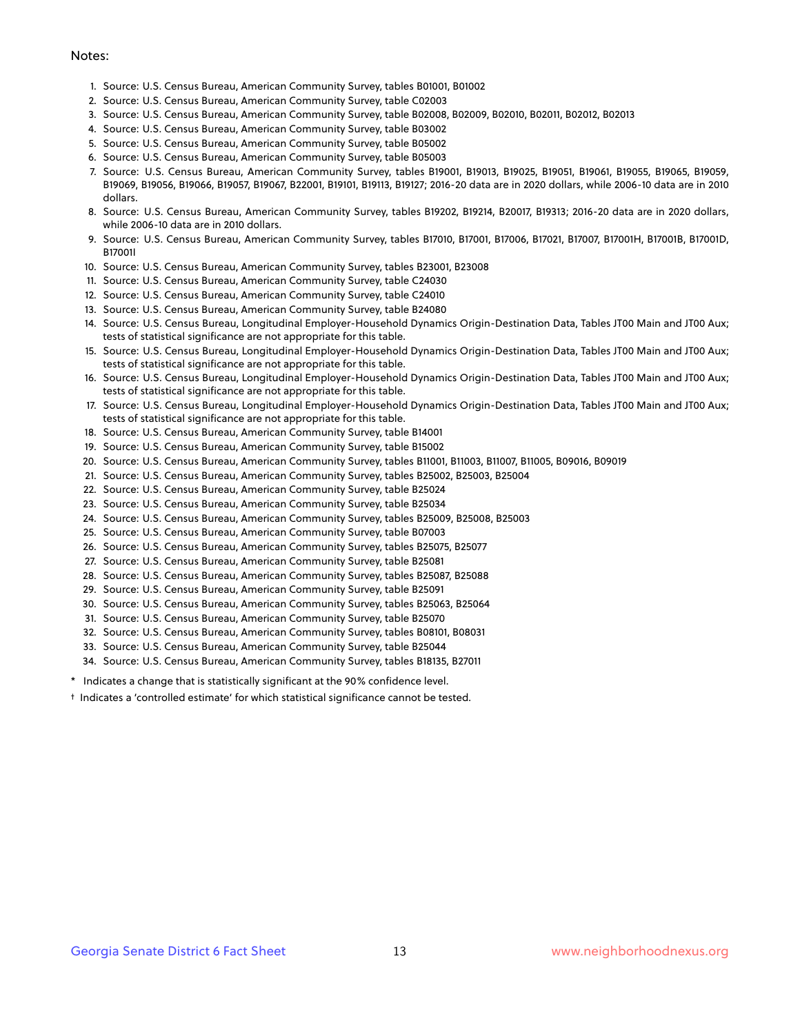Notes:

1. Source: U.S. Census Bureau, American Community Survey, tables B01001, B01002
2. Source: U.S. Census Bureau, American Community Survey, table C02003
3. Source: U.S. Census Bureau, American Community Survey, table B02008, B02009, B02010, B02011, B02012, B02013
4. Source: U.S. Census Bureau, American Community Survey, table B03002
5. Source: U.S. Census Bureau, American Community Survey, table B05002
6. Source: U.S. Census Bureau, American Community Survey, table B05003
7. Source: U.S. Census Bureau, American Community Survey, tables B19001, B19013, B19025, B19051, B19061, B19055, B19065, B19059, B19069, B19056, B19066, B19057, B19067, B22001, B19101, B19113, B19127; 2016-20 data are in 2020 dollars, while 2006-10 data are in 2010 dollars.
8. Source: U.S. Census Bureau, American Community Survey, tables B19202, B19214, B20017, B19313; 2016-20 data are in 2020 dollars, while 2006-10 data are in 2010 dollars.
9. Source: U.S. Census Bureau, American Community Survey, tables B17010, B17001, B17006, B17021, B17007, B17001H, B17001B, B17001D, B17001I
10. Source: U.S. Census Bureau, American Community Survey, tables B23001, B23008
11. Source: U.S. Census Bureau, American Community Survey, table C24030
12. Source: U.S. Census Bureau, American Community Survey, table C24010
13. Source: U.S. Census Bureau, American Community Survey, table B24080
14. Source: U.S. Census Bureau, Longitudinal Employer-Household Dynamics Origin-Destination Data, Tables JT00 Main and JT00 Aux; tests of statistical significance are not appropriate for this table.
15. Source: U.S. Census Bureau, Longitudinal Employer-Household Dynamics Origin-Destination Data, Tables JT00 Main and JT00 Aux; tests of statistical significance are not appropriate for this table.
16. Source: U.S. Census Bureau, Longitudinal Employer-Household Dynamics Origin-Destination Data, Tables JT00 Main and JT00 Aux; tests of statistical significance are not appropriate for this table.
17. Source: U.S. Census Bureau, Longitudinal Employer-Household Dynamics Origin-Destination Data, Tables JT00 Main and JT00 Aux; tests of statistical significance are not appropriate for this table.
18. Source: U.S. Census Bureau, American Community Survey, table B14001
19. Source: U.S. Census Bureau, American Community Survey, table B15002
20. Source: U.S. Census Bureau, American Community Survey, tables B11001, B11003, B11007, B11005, B09016, B09019
21. Source: U.S. Census Bureau, American Community Survey, tables B25002, B25003, B25004
22. Source: U.S. Census Bureau, American Community Survey, table B25024
23. Source: U.S. Census Bureau, American Community Survey, table B25034
24. Source: U.S. Census Bureau, American Community Survey, tables B25009, B25008, B25003
25. Source: U.S. Census Bureau, American Community Survey, table B07003
26. Source: U.S. Census Bureau, American Community Survey, tables B25075, B25077
27. Source: U.S. Census Bureau, American Community Survey, table B25081
28. Source: U.S. Census Bureau, American Community Survey, tables B25087, B25088
29. Source: U.S. Census Bureau, American Community Survey, table B25091
30. Source: U.S. Census Bureau, American Community Survey, tables B25063, B25064
31. Source: U.S. Census Bureau, American Community Survey, table B25070
32. Source: U.S. Census Bureau, American Community Survey, tables B08101, B08031
33. Source: U.S. Census Bureau, American Community Survey, table B25044
34. Source: U.S. Census Bureau, American Community Survey, tables B18135, B27011

\* Indicates a change that is statistically significant at the 90% confidence level.

† Indicates a 'controlled estimate' for which statistical significance cannot be tested.